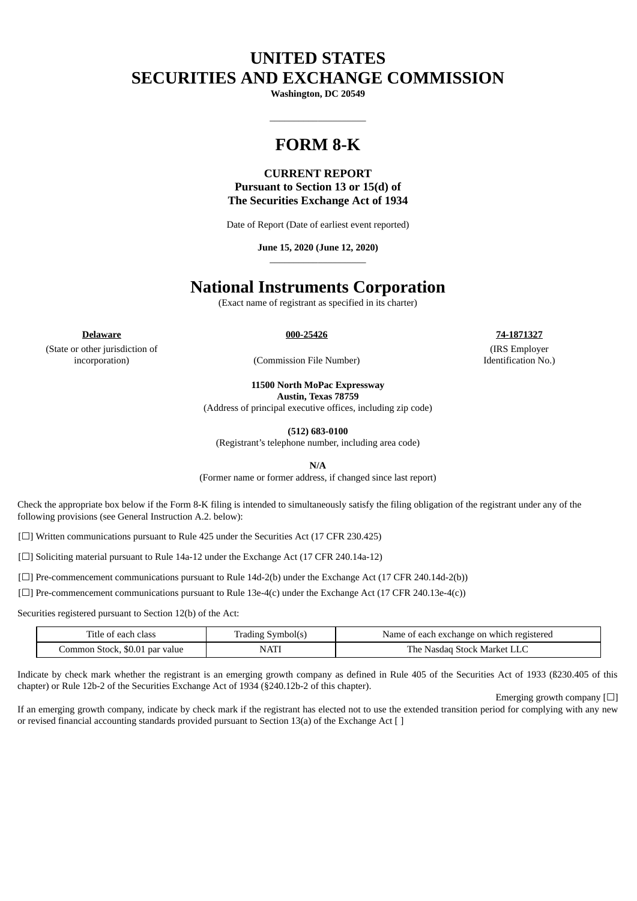# UNITED STATES
# SECURITIES AND EXCHANGE COMMISSION

**Washington, DC 20549**

---

# FORM 8-K

**CURRENT REPORT**
**Pursuant to Section 13 or 15(d) of**
**The Securities Exchange Act of 1934**

Date of Report (Date of earliest event reported)

**June 15, 2020 (June 12, 2020)**

---

# National Instruments Corporation

(Exact name of registrant as specified in its charter)

| **Delaware** | **000-25426** | **74-1871327** |
|---|---|---|
| (State or other jurisdiction of incorporation) | (Commission File Number) | (IRS Employer Identification No.) |

**11500 North MoPac Expressway**
**Austin, Texas 78759**
(Address of principal executive offices, including zip code)

**(512) 683-0100**
(Registrant's telephone number, including area code)

**N/A**
(Former name or former address, if changed since last report)

Check the appropriate box below if the Form 8-K filing is intended to simultaneously satisfy the filing obligation of the registrant under any of the following provisions (see General Instruction A.2. below):

[☐] Written communications pursuant to Rule 425 under the Securities Act (17 CFR 230.425)

[☐] Soliciting material pursuant to Rule 14a-12 under the Exchange Act (17 CFR 240.14a-12)

[☐] Pre-commencement communications pursuant to Rule 14d-2(b) under the Exchange Act (17 CFR 240.14d-2(b))

[☐] Pre-commencement communications pursuant to Rule 13e-4(c) under the Exchange Act (17 CFR 240.13e-4(c))

Securities registered pursuant to Section 12(b) of the Act:

| Title of each class | Trading Symbol(s) | Name of each exchange on which registered |
|---|---|---|
| Common Stock, $0.01 par value | NATI | The Nasdaq Stock Market LLC |

Indicate by check mark whether the registrant is an emerging growth company as defined in Rule 405 of the Securities Act of 1933 (ß230.405 of this chapter) or Rule 12b-2 of the Securities Exchange Act of 1934 (§240.12b-2 of this chapter).

Emerging growth company [☐]

If an emerging growth company, indicate by check mark if the registrant has elected not to use the extended transition period for complying with any new or revised financial accounting standards provided pursuant to Section 13(a) of the Exchange Act [ ]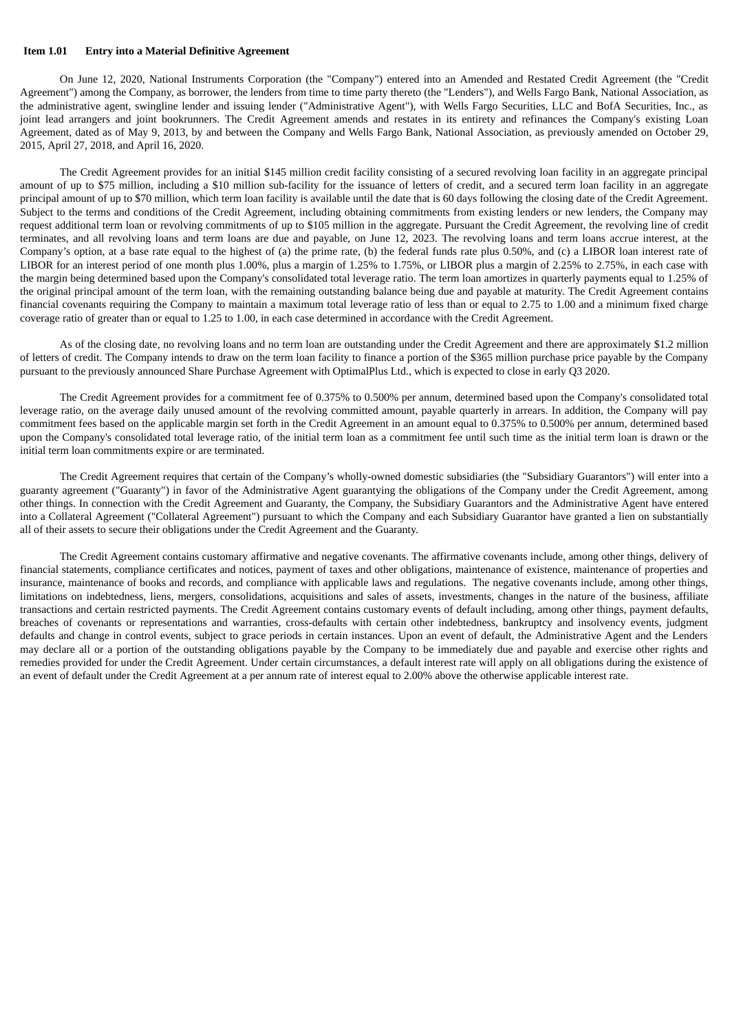**Item 1.01 Entry into a Material Definitive Agreement**

On June 12, 2020, National Instruments Corporation (the "Company") entered into an Amended and Restated Credit Agreement (the "Credit Agreement") among the Company, as borrower, the lenders from time to time party thereto (the "Lenders"), and Wells Fargo Bank, National Association, as the administrative agent, swingline lender and issuing lender ("Administrative Agent"), with Wells Fargo Securities, LLC and BofA Securities, Inc., as joint lead arrangers and joint bookrunners. The Credit Agreement amends and restates in its entirety and refinances the Company's existing Loan Agreement, dated as of May 9, 2013, by and between the Company and Wells Fargo Bank, National Association, as previously amended on October 29, 2015, April 27, 2018, and April 16, 2020.

The Credit Agreement provides for an initial $145 million credit facility consisting of a secured revolving loan facility in an aggregate principal amount of up to $75 million, including a $10 million sub-facility for the issuance of letters of credit, and a secured term loan facility in an aggregate principal amount of up to $70 million, which term loan facility is available until the date that is 60 days following the closing date of the Credit Agreement. Subject to the terms and conditions of the Credit Agreement, including obtaining commitments from existing lenders or new lenders, the Company may request additional term loan or revolving commitments of up to $105 million in the aggregate. Pursuant the Credit Agreement, the revolving line of credit terminates, and all revolving loans and term loans are due and payable, on June 12, 2023. The revolving loans and term loans accrue interest, at the Company's option, at a base rate equal to the highest of (a) the prime rate, (b) the federal funds rate plus 0.50%, and (c) a LIBOR loan interest rate of LIBOR for an interest period of one month plus 1.00%, plus a margin of 1.25% to 1.75%, or LIBOR plus a margin of 2.25% to 2.75%, in each case with the margin being determined based upon the Company's consolidated total leverage ratio. The term loan amortizes in quarterly payments equal to 1.25% of the original principal amount of the term loan, with the remaining outstanding balance being due and payable at maturity. The Credit Agreement contains financial covenants requiring the Company to maintain a maximum total leverage ratio of less than or equal to 2.75 to 1.00 and a minimum fixed charge coverage ratio of greater than or equal to 1.25 to 1.00, in each case determined in accordance with the Credit Agreement.

As of the closing date, no revolving loans and no term loan are outstanding under the Credit Agreement and there are approximately $1.2 million of letters of credit. The Company intends to draw on the term loan facility to finance a portion of the $365 million purchase price payable by the Company pursuant to the previously announced Share Purchase Agreement with OptimalPlus Ltd., which is expected to close in early Q3 2020.

The Credit Agreement provides for a commitment fee of 0.375% to 0.500% per annum, determined based upon the Company's consolidated total leverage ratio, on the average daily unused amount of the revolving committed amount, payable quarterly in arrears. In addition, the Company will pay commitment fees based on the applicable margin set forth in the Credit Agreement in an amount equal to 0.375% to 0.500% per annum, determined based upon the Company's consolidated total leverage ratio, of the initial term loan as a commitment fee until such time as the initial term loan is drawn or the initial term loan commitments expire or are terminated.

The Credit Agreement requires that certain of the Company's wholly-owned domestic subsidiaries (the "Subsidiary Guarantors") will enter into a guaranty agreement ("Guaranty") in favor of the Administrative Agent guarantying the obligations of the Company under the Credit Agreement, among other things. In connection with the Credit Agreement and Guaranty, the Company, the Subsidiary Guarantors and the Administrative Agent have entered into a Collateral Agreement ("Collateral Agreement") pursuant to which the Company and each Subsidiary Guarantor have granted a lien on substantially all of their assets to secure their obligations under the Credit Agreement and the Guaranty.

The Credit Agreement contains customary affirmative and negative covenants. The affirmative covenants include, among other things, delivery of financial statements, compliance certificates and notices, payment of taxes and other obligations, maintenance of existence, maintenance of properties and insurance, maintenance of books and records, and compliance with applicable laws and regulations. The negative covenants include, among other things, limitations on indebtedness, liens, mergers, consolidations, acquisitions and sales of assets, investments, changes in the nature of the business, affiliate transactions and certain restricted payments. The Credit Agreement contains customary events of default including, among other things, payment defaults, breaches of covenants or representations and warranties, cross-defaults with certain other indebtedness, bankruptcy and insolvency events, judgment defaults and change in control events, subject to grace periods in certain instances. Upon an event of default, the Administrative Agent and the Lenders may declare all or a portion of the outstanding obligations payable by the Company to be immediately due and payable and exercise other rights and remedies provided for under the Credit Agreement. Under certain circumstances, a default interest rate will apply on all obligations during the existence of an event of default under the Credit Agreement at a per annum rate of interest equal to 2.00% above the otherwise applicable interest rate.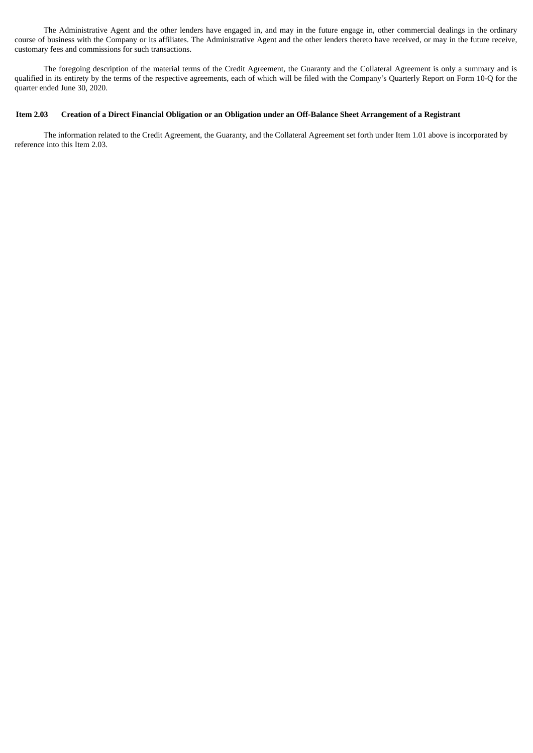The Administrative Agent and the other lenders have engaged in, and may in the future engage in, other commercial dealings in the ordinary course of business with the Company or its affiliates. The Administrative Agent and the other lenders thereto have received, or may in the future receive, customary fees and commissions for such transactions.

The foregoing description of the material terms of the Credit Agreement, the Guaranty and the Collateral Agreement is only a summary and is qualified in its entirety by the terms of the respective agreements, each of which will be filed with the Company's Quarterly Report on Form 10-Q for the quarter ended June 30, 2020.

**Item 2.03 Creation of a Direct Financial Obligation or an Obligation under an Off-Balance Sheet Arrangement of a Registrant**

The information related to the Credit Agreement, the Guaranty, and the Collateral Agreement set forth under Item 1.01 above is incorporated by reference into this Item 2.03.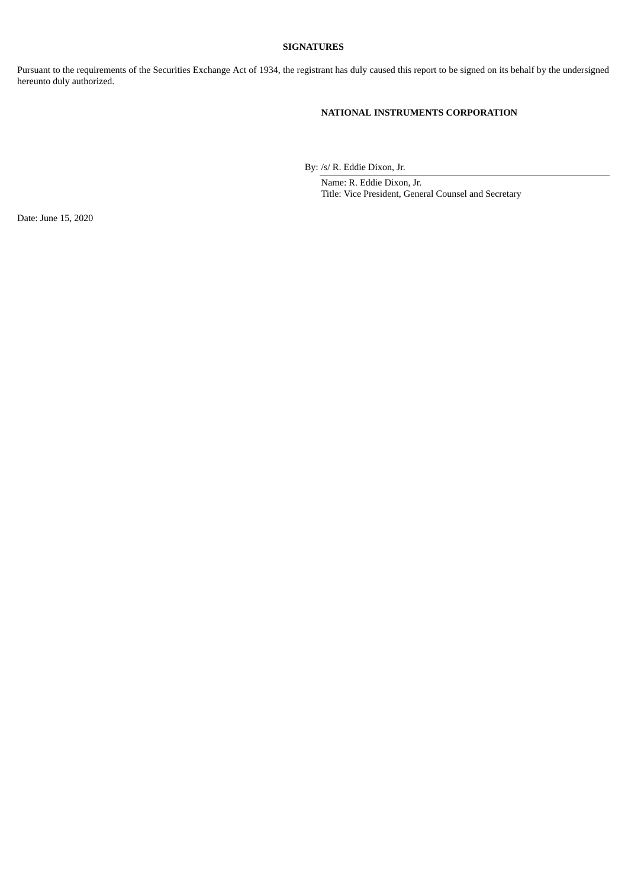**SIGNATURES**

Pursuant to the requirements of the Securities Exchange Act of 1934, the registrant has duly caused this report to be signed on its behalf by the undersigned hereunto duly authorized.

**NATIONAL INSTRUMENTS CORPORATION**

By: /s/ R. Eddie Dixon, Jr.

Name: R. Eddie Dixon, Jr.
Title: Vice President, General Counsel and Secretary

Date: June 15, 2020